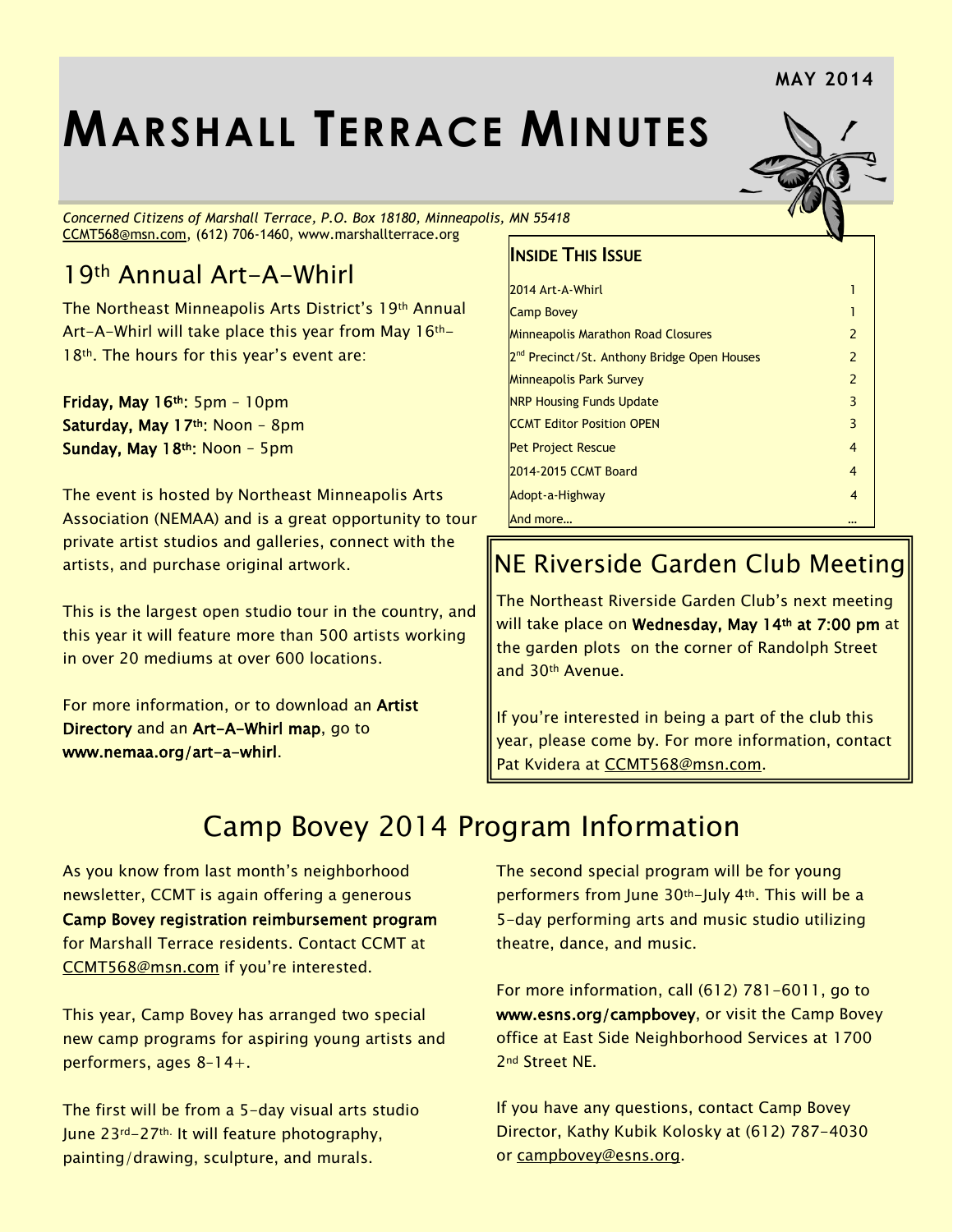MAY 2014

# MARSHALL TERRACE MINUTES

*Concerned Citizens of Marshall Terrace, P.O. Box 18180, Minneapolis, MN 55418*
CCMT568@msn.com, (612) 706-1460, www.marshallterrace.org

## 19th Annual Art-A-Whirl

The Northeast Minneapolis Arts District's 19th Annual Art-A-Whirl will take place this year from May 16th–18th. The hours for this year's event are:

**Friday, May 16th**: 5pm – 10pm
**Saturday, May 17th**: Noon – 8pm
**Sunday, May 18th**: Noon – 5pm

The event is hosted by Northeast Minneapolis Arts Association (NEMAA) and is a great opportunity to tour private artist studios and galleries, connect with the artists, and purchase original artwork.

This is the largest open studio tour in the country, and this year it will feature more than 500 artists working in over 20 mediums at over 600 locations.

For more information, or to download an **Artist Directory** and an **Art-A-Whirl map**, go to **www.nemaa.org/art-a-whirl**.

### INSIDE THIS ISSUE

| | |
|---|---|
| 2014 Art-A-Whirl | 1 |
| Camp Bovey | 1 |
| Minneapolis Marathon Road Closures | 2 |
| 2nd Precinct/St. Anthony Bridge Open Houses | 2 |
| Minneapolis Park Survey | 2 |
| NRP Housing Funds Update | 3 |
| CCMT Editor Position OPEN | 3 |
| Pet Project Rescue | 4 |
| 2014-2015 CCMT Board | 4 |
| Adopt-a-Highway | 4 |
| And more… | … |

## NE Riverside Garden Club Meeting

The Northeast Riverside Garden Club's next meeting will take place on **Wednesday, May 14th at 7:00 pm** at the garden plots on the corner of Randolph Street and 30th Avenue.

If you're interested in being a part of the club this year, please come by. For more information, contact Pat Kvidera at CCMT568@msn.com.

## Camp Bovey 2014 Program Information

As you know from last month's neighborhood newsletter, CCMT is again offering a generous **Camp Bovey registration reimbursement program** for Marshall Terrace residents. Contact CCMT at CCMT568@msn.com if you're interested.

This year, Camp Bovey has arranged two special new camp programs for aspiring young artists and performers, ages 8-14+.

The first will be from a 5-day visual arts studio June 23rd–27th. It will feature photography, painting/drawing, sculpture, and murals.

The second special program will be for young performers from June 30th–July 4th. This will be a 5-day performing arts and music studio utilizing theatre, dance, and music.

For more information, call (612) 781-6011, go to **www.esns.org/campbovey**, or visit the Camp Bovey office at East Side Neighborhood Services at 1700 2nd Street NE.

If you have any questions, contact Camp Bovey Director, Kathy Kubik Kolosky at (612) 787-4030 or campbovey@esns.org.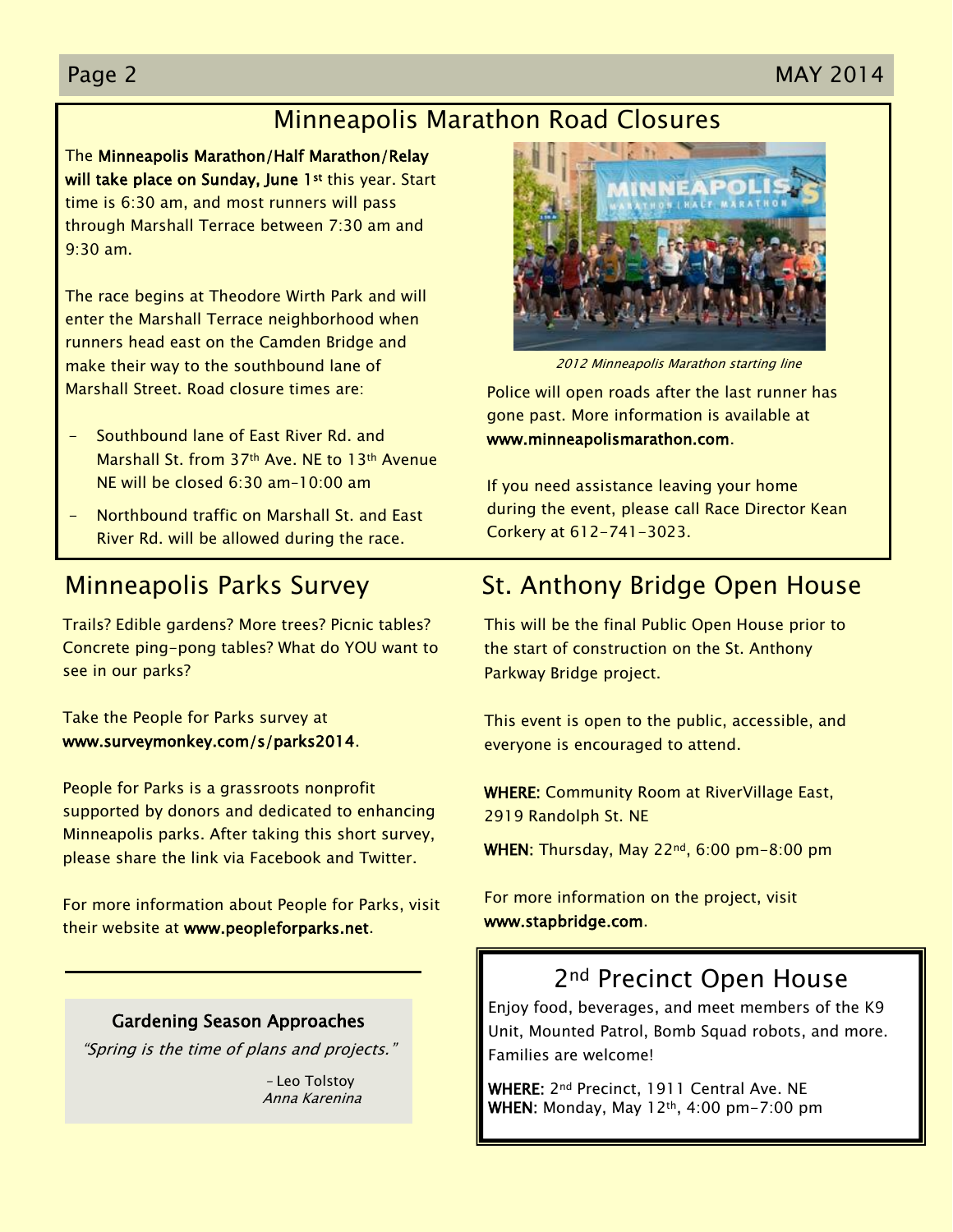## Minneapolis Marathon Road Closures

The **Minneapolis Marathon/Half Marathon/Relay will take place on Sunday, June 1st** this year. Start time is 6:30 am, and most runners will pass through Marshall Terrace between 7:30 am and 9:30 am.

The race begins at Theodore Wirth Park and will enter the Marshall Terrace neighborhood when runners head east on the Camden Bridge and make their way to the southbound lane of Marshall Street. Road closure times are:

- Southbound lane of East River Rd. and Marshall St. from 37th Ave. NE to 13th Avenue NE will be closed 6:30 am–10:00 am
- Northbound traffic on Marshall St. and East River Rd. will be allowed during the race.

*2012 Minneapolis Marathon starting line*

Police will open roads after the last runner has gone past. More information is available at **www.minneapolismarathon.com**.

If you need assistance leaving your home during the event, please call Race Director Kean Corkery at 612-741-3023.

## Minneapolis Parks Survey

Trails? Edible gardens? More trees? Picnic tables? Concrete ping-pong tables? What do YOU want to see in our parks?

Take the People for Parks survey at **www.surveymonkey.com/s/parks2014**.

People for Parks is a grassroots nonprofit supported by donors and dedicated to enhancing Minneapolis parks. After taking this short survey, please share the link via Facebook and Twitter.

For more information about People for Parks, visit their website at **www.peopleforparks.net**.

### Gardening Season Approaches

*"Spring is the time of plans and projects."*

– Leo Tolstoy
*Anna Karenina*

## St. Anthony Bridge Open House

This will be the final Public Open House prior to the start of construction on the St. Anthony Parkway Bridge project.

This event is open to the public, accessible, and everyone is encouraged to attend.

**WHERE:** Community Room at RiverVillage East, 2919 Randolph St. NE

**WHEN:** Thursday, May 22nd, 6:00 pm–8:00 pm

For more information on the project, visit **www.stapbridge.com**.

## 2nd Precinct Open House

Enjoy food, beverages, and meet members of the K9 Unit, Mounted Patrol, Bomb Squad robots, and more. Families are welcome!

**WHERE:** 2nd Precinct, 1911 Central Ave. NE
**WHEN:** Monday, May 12th, 4:00 pm–7:00 pm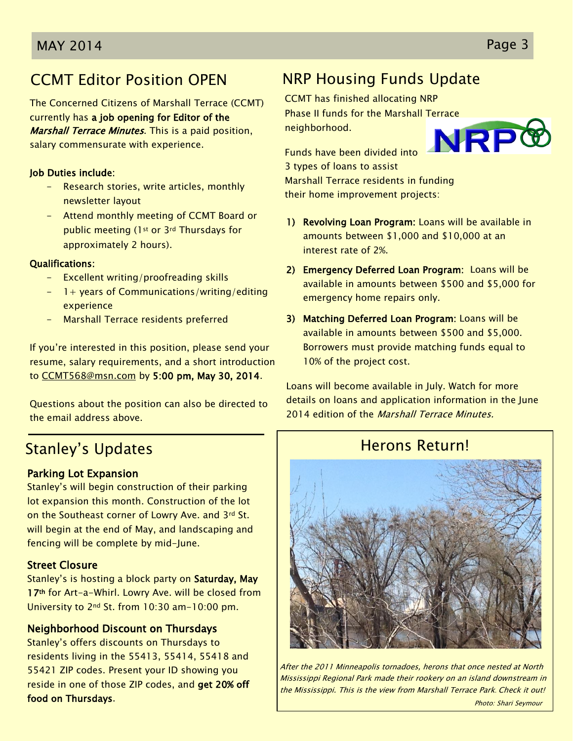## CCMT Editor Position OPEN

The Concerned Citizens of Marshall Terrace (CCMT) currently has **a job opening for Editor of the *Marshall Terrace Minutes***. This is a paid position, salary commensurate with experience.

**Job Duties include:**

- Research stories, write articles, monthly newsletter layout
- Attend monthly meeting of CCMT Board or public meeting (1st or 3rd Thursdays for approximately 2 hours).

**Qualifications:**

- Excellent writing/proofreading skills
- 1+ years of Communications/writing/editing experience
- Marshall Terrace residents preferred

If you're interested in this position, please send your resume, salary requirements, and a short introduction to CCMT568@msn.com by **5:00 pm, May 30, 2014**.

Questions about the position can also be directed to the email address above.

## Stanley's Updates

### Parking Lot Expansion

Stanley's will begin construction of their parking lot expansion this month. Construction of the lot on the Southeast corner of Lowry Ave. and 3rd St. will begin at the end of May, and landscaping and fencing will be complete by mid-June.

### Street Closure

Stanley's is hosting a block party on **Saturday, May 17th** for Art-a-Whirl. Lowry Ave. will be closed from University to 2nd St. from 10:30 am-10:00 pm.

### Neighborhood Discount on Thursdays

Stanley's offers discounts on Thursdays to residents living in the 55413, 55414, 55418 and 55421 ZIP codes. Present your ID showing you reside in one of those ZIP codes, and **get 20% off food on Thursdays**.

## NRP Housing Funds Update

CCMT has finished allocating NRP Phase II funds for the Marshall Terrace neighborhood.

Funds have been divided into 3 types of loans to assist Marshall Terrace residents in funding their home improvement projects:

1) **Revolving Loan Program:** Loans will be available in amounts between $1,000 and $10,000 at an interest rate of 2%.
2) **Emergency Deferred Loan Program:** Loans will be available in amounts between $500 and $5,000 for emergency home repairs only.
3) **Matching Deferred Loan Program:** Loans will be available in amounts between $500 and $5,000. Borrowers must provide matching funds equal to 10% of the project cost.

Loans will become available in July. Watch for more details on loans and application information in the June 2014 edition of the *Marshall Terrace Minutes.*

## Herons Return!

*After the 2011 Minneapolis tornadoes, herons that once nested at North Mississippi Regional Park made their rookery on an island downstream in the Mississippi. This is the view from Marshall Terrace Park. Check it out!*

*Photo: Shari Seymour*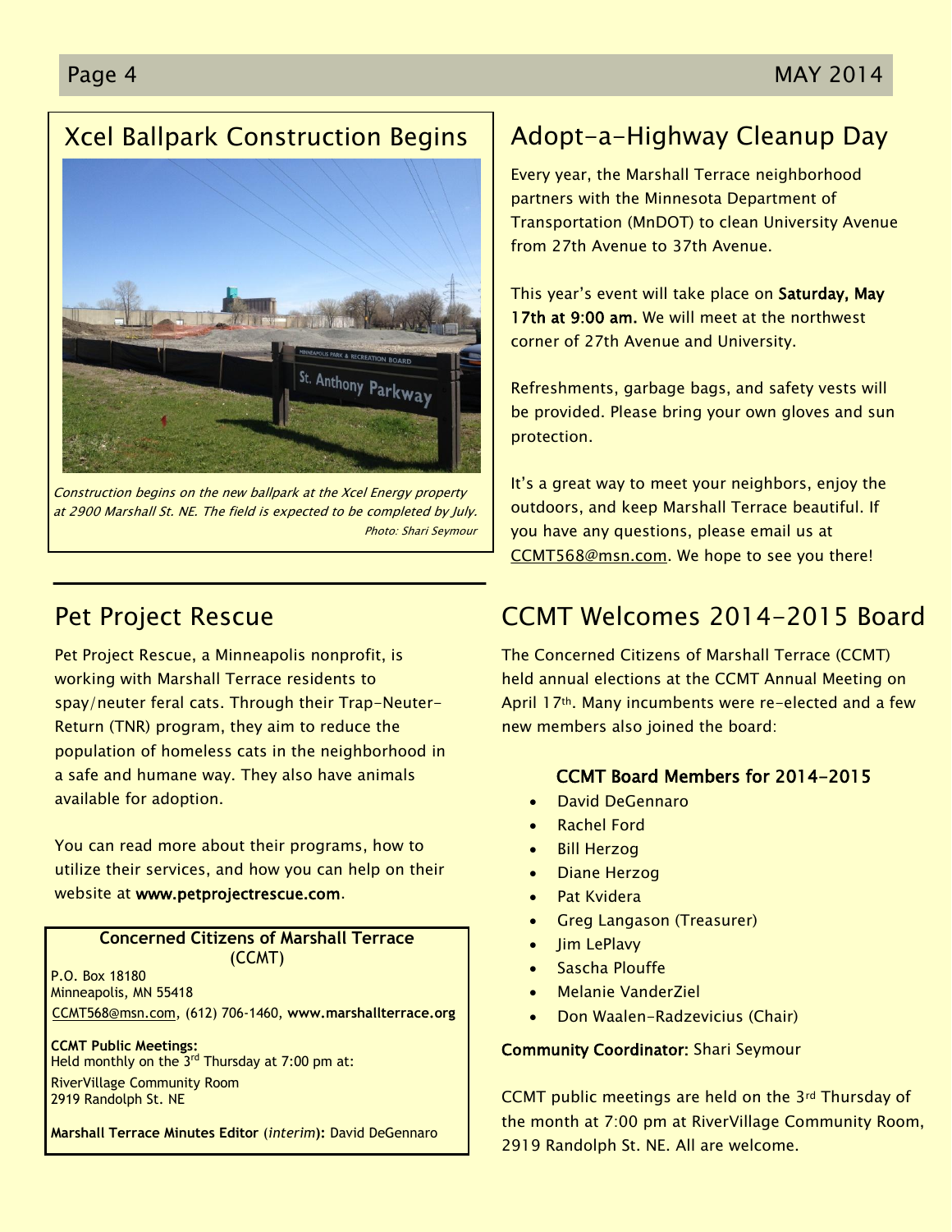## Xcel Ballpark Construction Begins

*Construction begins on the new ballpark at the Xcel Energy property at 2900 Marshall St. NE. The field is expected to be completed by July.*
*Photo: Shari Seymour*

## Pet Project Rescue

Pet Project Rescue, a Minneapolis nonprofit, is working with Marshall Terrace residents to spay/neuter feral cats. Through their Trap-Neuter-Return (TNR) program, they aim to reduce the population of homeless cats in the neighborhood in a safe and humane way. They also have animals available for adoption.

You can read more about their programs, how to utilize their services, and how you can help on their website at **www.petprojectrescue.com**.

**Concerned Citizens of Marshall Terrace** (CCMT)
P.O. Box 18180
Minneapolis, MN 55418
CCMT568@msn.com, (612) 706-1460, **www.marshallterrace.org**

**CCMT Public Meetings:**
Held monthly on the 3rd Thursday at 7:00 pm at:
RiverVillage Community Room
2919 Randolph St. NE

**Marshall Terrace Minutes Editor** (*interim*)**:** David DeGennaro

## Adopt-a-Highway Cleanup Day

Every year, the Marshall Terrace neighborhood partners with the Minnesota Department of Transportation (MnDOT) to clean University Avenue from 27th Avenue to 37th Avenue.

This year's event will take place on **Saturday, May 17th at 9:00 am.** We will meet at the northwest corner of 27th Avenue and University.

Refreshments, garbage bags, and safety vests will be provided. Please bring your own gloves and sun protection.

It's a great way to meet your neighbors, enjoy the outdoors, and keep Marshall Terrace beautiful. If you have any questions, please email us at CCMT568@msn.com. We hope to see you there!

## CCMT Welcomes 2014-2015 Board

The Concerned Citizens of Marshall Terrace (CCMT) held annual elections at the CCMT Annual Meeting on April 17th. Many incumbents were re-elected and a few new members also joined the board:

**CCMT Board Members for 2014-2015**

- David DeGennaro
- Rachel Ford
- Bill Herzog
- Diane Herzog
- Pat Kvidera
- Greg Langason (Treasurer)
- Jim LePlavy
- Sascha Plouffe
- Melanie VanderZiel
- Don Waalen-Radzevicius (Chair)

**Community Coordinator:** Shari Seymour

CCMT public meetings are held on the 3rd Thursday of the month at 7:00 pm at RiverVillage Community Room, 2919 Randolph St. NE. All are welcome.